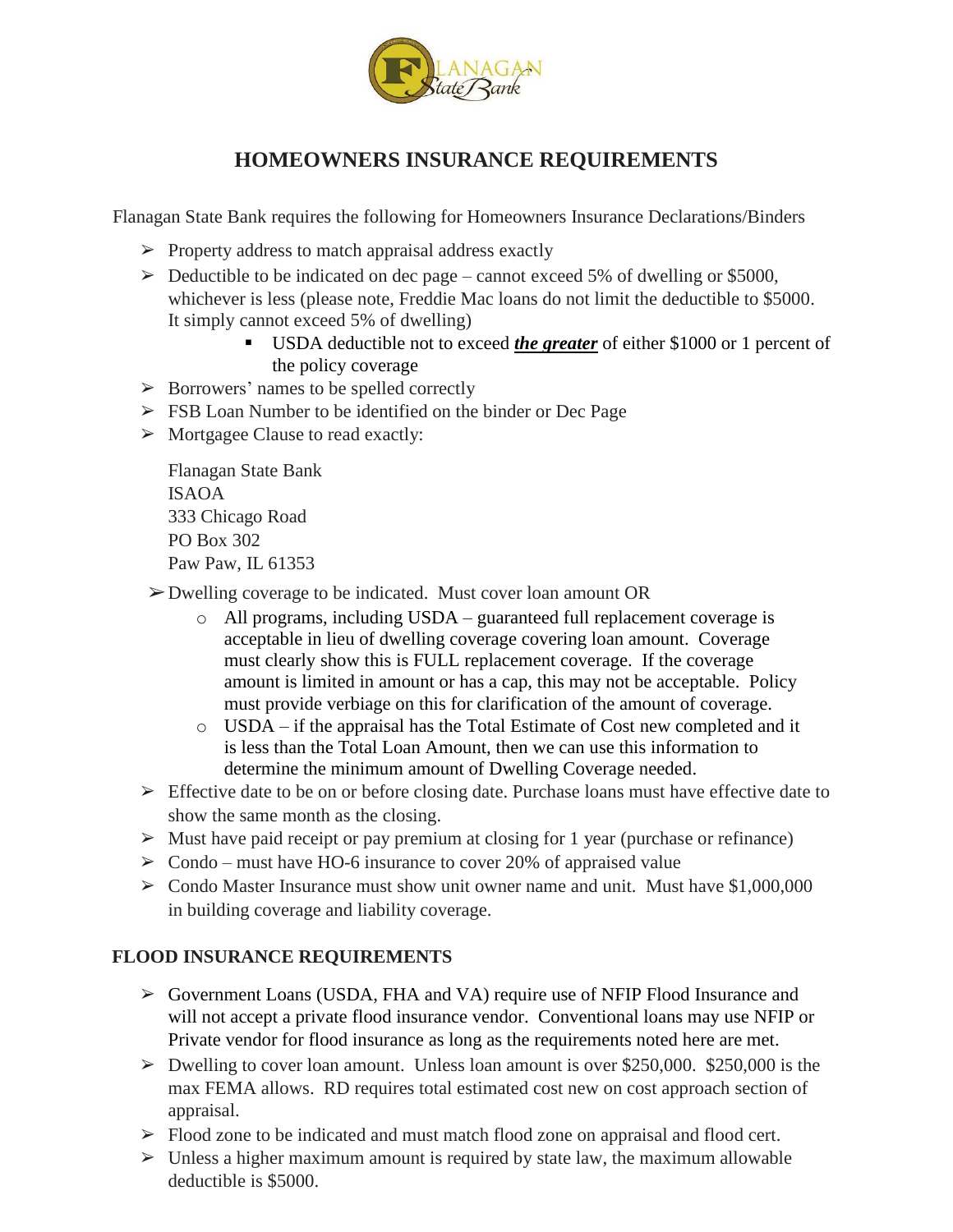# HOMEOWNERS INSURANCE REQUIREMENTS

Flanagan State Bank requires the following for Homeowners Insurance Declarations/Binders

- Property address to match appraisal address exactly
- Deductible to be indicated on dec page – cannot exceed 5% of dwelling or $5000, whichever is less (please note, Freddie Mac loans do not limit the deductible to $5000. It simply cannot exceed 5% of dwelling)
  - USDA deductible not to exceed ***the greater*** of either $1000 or 1 percent of the policy coverage
- Borrowers' names to be spelled correctly
- FSB Loan Number to be identified on the binder or Dec Page
- Mortgagee Clause to read exactly:

  Flanagan State Bank
  ISAOA
  333 Chicago Road
  PO Box 302
  Paw Paw, IL 61353

- Dwelling coverage to be indicated. Must cover loan amount OR
  - All programs, including USDA – guaranteed full replacement coverage is acceptable in lieu of dwelling coverage covering loan amount. Coverage must clearly show this is FULL replacement coverage. If the coverage amount is limited in amount or has a cap, this may not be acceptable. Policy must provide verbiage on this for clarification of the amount of coverage.
  - USDA – if the appraisal has the Total Estimate of Cost new completed and it is less than the Total Loan Amount, then we can use this information to determine the minimum amount of Dwelling Coverage needed.
- Effective date to be on or before closing date. Purchase loans must have effective date to show the same month as the closing.
- Must have paid receipt or pay premium at closing for 1 year (purchase or refinance)
- Condo – must have HO-6 insurance to cover 20% of appraised value
- Condo Master Insurance must show unit owner name and unit. Must have $1,000,000 in building coverage and liability coverage.

## FLOOD INSURANCE REQUIREMENTS

- Government Loans (USDA, FHA and VA) require use of NFIP Flood Insurance and will not accept a private flood insurance vendor. Conventional loans may use NFIP or Private vendor for flood insurance as long as the requirements noted here are met.
- Dwelling to cover loan amount. Unless loan amount is over $250,000. $250,000 is the max FEMA allows. RD requires total estimated cost new on cost approach section of appraisal.
- Flood zone to be indicated and must match flood zone on appraisal and flood cert.
- Unless a higher maximum amount is required by state law, the maximum allowable deductible is $5000.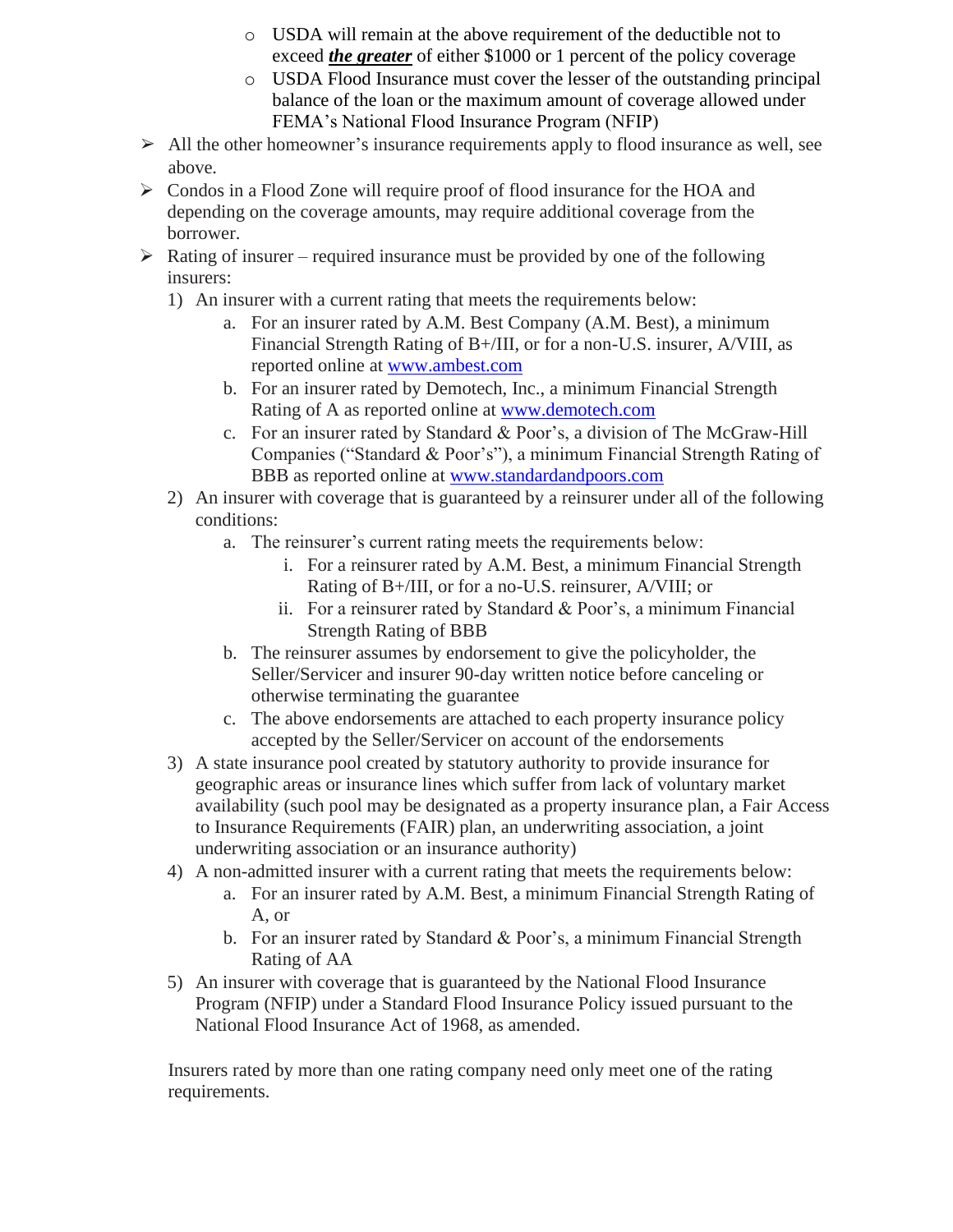- USDA will remain at the above requirement of the deductible not to exceed ***the greater*** of either $1000 or 1 percent of the policy coverage
  - USDA Flood Insurance must cover the lesser of the outstanding principal balance of the loan or the maximum amount of coverage allowed under FEMA's National Flood Insurance Program (NFIP)

- All the other homeowner's insurance requirements apply to flood insurance as well, see above.
- Condos in a Flood Zone will require proof of flood insurance for the HOA and depending on the coverage amounts, may require additional coverage from the borrower.
- Rating of insurer – required insurance must be provided by one of the following insurers:
  1) An insurer with a current rating that meets the requirements below:
     a. For an insurer rated by A.M. Best Company (A.M. Best), a minimum Financial Strength Rating of B+/III, or for a non-U.S. insurer, A/VIII, as reported online at www.ambest.com
     b. For an insurer rated by Demotech, Inc., a minimum Financial Strength Rating of A as reported online at www.demotech.com
     c. For an insurer rated by Standard & Poor's, a division of The McGraw-Hill Companies ("Standard & Poor's"), a minimum Financial Strength Rating of BBB as reported online at www.standardandpoors.com
  2) An insurer with coverage that is guaranteed by a reinsurer under all of the following conditions:
     a. The reinsurer's current rating meets the requirements below:
        i. For a reinsurer rated by A.M. Best, a minimum Financial Strength Rating of B+/III, or for a no-U.S. reinsurer, A/VIII; or
        ii. For a reinsurer rated by Standard & Poor's, a minimum Financial Strength Rating of BBB
     b. The reinsurer assumes by endorsement to give the policyholder, the Seller/Servicer and insurer 90-day written notice before canceling or otherwise terminating the guarantee
     c. The above endorsements are attached to each property insurance policy accepted by the Seller/Servicer on account of the endorsements
  3) A state insurance pool created by statutory authority to provide insurance for geographic areas or insurance lines which suffer from lack of voluntary market availability (such pool may be designated as a property insurance plan, a Fair Access to Insurance Requirements (FAIR) plan, an underwriting association, a joint underwriting association or an insurance authority)
  4) A non-admitted insurer with a current rating that meets the requirements below:
     a. For an insurer rated by A.M. Best, a minimum Financial Strength Rating of A, or
     b. For an insurer rated by Standard & Poor's, a minimum Financial Strength Rating of AA
  5) An insurer with coverage that is guaranteed by the National Flood Insurance Program (NFIP) under a Standard Flood Insurance Policy issued pursuant to the National Flood Insurance Act of 1968, as amended.

  Insurers rated by more than one rating company need only meet one of the rating requirements.